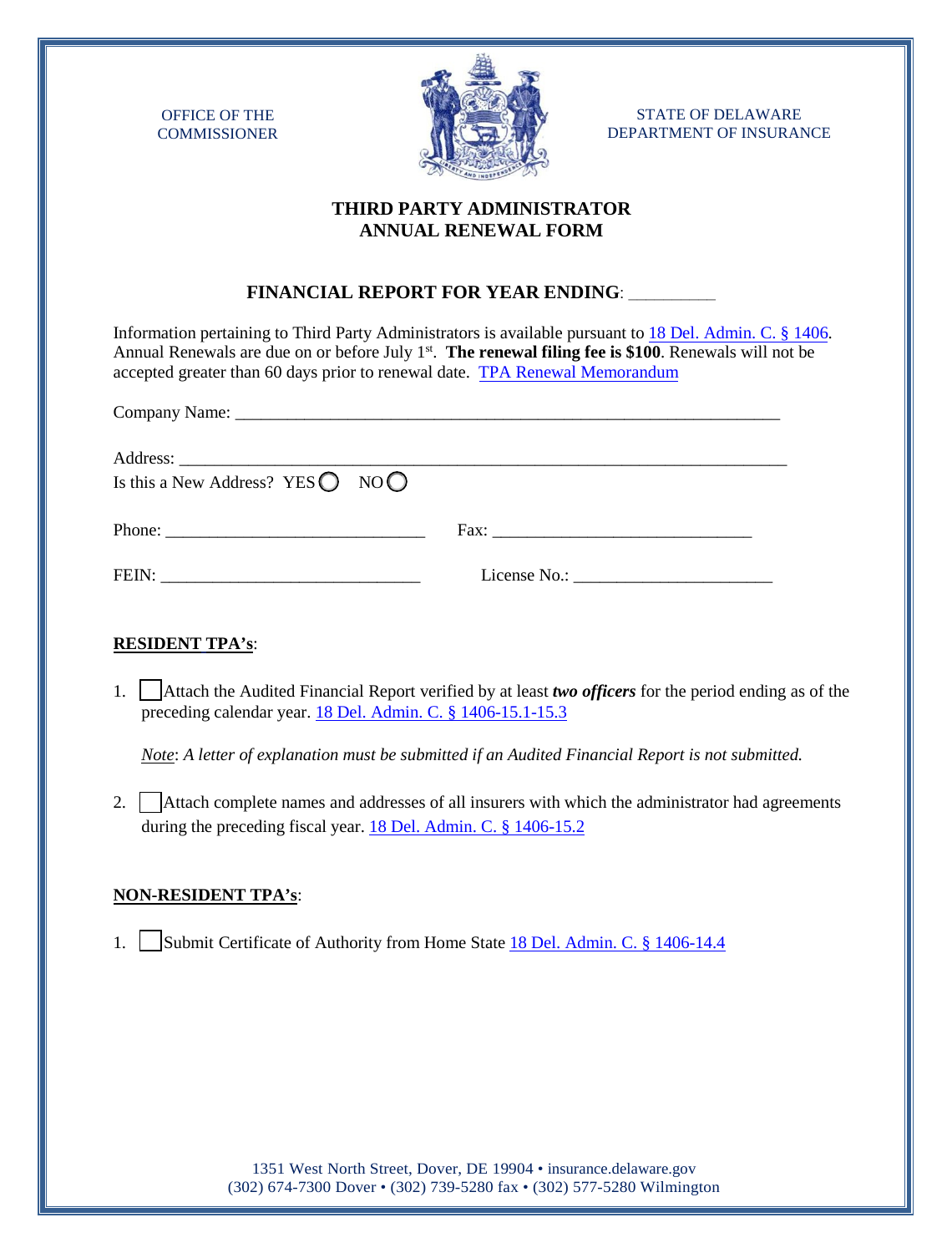OFFICE OF THE COMMISSIONER

STATE OF DELAWARE
DEPARTMENT OF INSURANCE

# THIRD PARTY ADMINISTRATOR ANNUAL RENEWAL FORM

## FINANCIAL REPORT FOR YEAR ENDING: _________

Information pertaining to Third Party Administrators is available pursuant to 18 Del. Admin. C. § 1406. Annual Renewals are due on or before July 1st. **The renewal filing fee is $100**. Renewals will not be accepted greater than 60 days prior to renewal date. TPA Renewal Memorandum

Company Name: ______________________________________________________________

Address: ______________________________________________________________________

Is this a New Address? YES ◯ NO ◯

Phone: ______________________________ Fax: ______________________________

FEIN: ______________________________ License No.: ______________________

**<u>RESIDENT TPA's</u>**:

1. ☐ Attach the Audited Financial Report verified by at least ***two officers*** for the period ending as of the preceding calendar year. 18 Del. Admin. C. § 1406-15.1-15.3

   *<u>Note</u>: A letter of explanation must be submitted if an Audited Financial Report is not submitted.*

2. ☐ Attach complete names and addresses of all insurers with which the administrator had agreements during the preceding fiscal year. 18 Del. Admin. C. § 1406-15.2

**<u>NON-RESIDENT TPA's</u>**:

1. ☐ Submit Certificate of Authority from Home State 18 Del. Admin. C. § 1406-14.4

1351 West North Street, Dover, DE 19904 • insurance.delaware.gov
(302) 674-7300 Dover • (302) 739-5280 fax • (302) 577-5280 Wilmington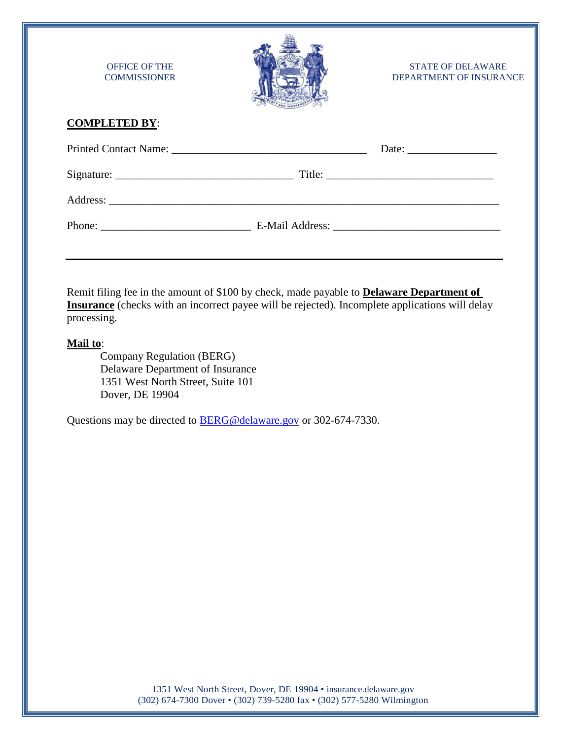OFFICE OF THE COMMISSIONER

STATE OF DELAWARE DEPARTMENT OF INSURANCE

**COMPLETED BY**:

Printed Contact Name: ___________________________________ Date: ________________

Signature: ________________________________ Title: ______________________________

Address: _________________________________________________________________________

Phone: ___________________________ E-Mail Address: ______________________________

---

Remit filing fee in the amount of $100 by check, made payable to **Delaware Department of Insurance** (checks with an incorrect payee will be rejected). Incomplete applications will delay processing.

**Mail to**:

Company Regulation (BERG)
Delaware Department of Insurance
1351 West North Street, Suite 101
Dover, DE 19904

Questions may be directed to BERG@delaware.gov or 302-674-7330.